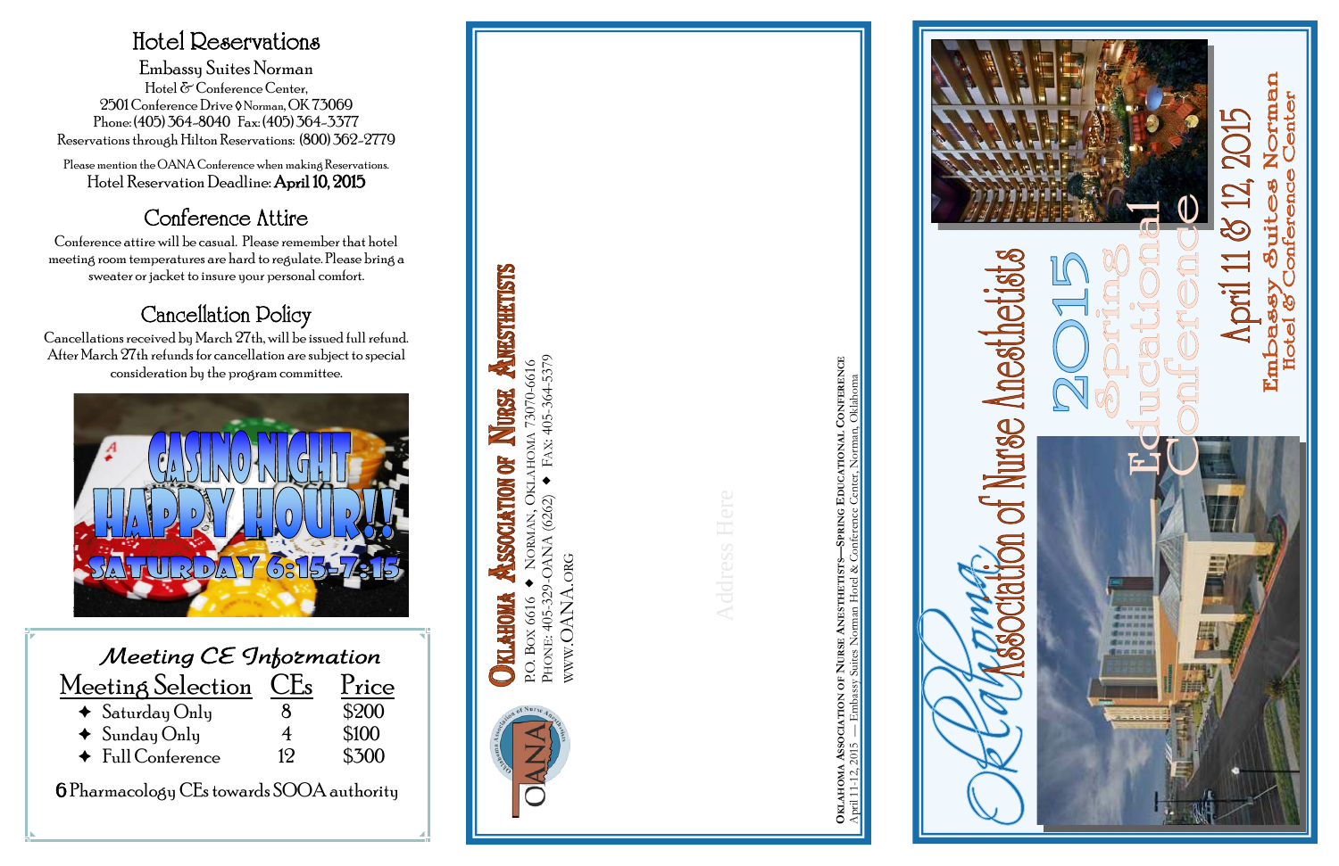## Hotel Reservations

Embassy Suites Norman
Hotel & Conference Center,
2501 Conference Drive ◊ Norman, OK 73069
Phone: (405) 364-8040 Fax: (405) 364-3377
Reservations through Hilton Reservations: (800) 362-2779

Please mention the OANA Conference when making Reservations.
Hotel Reservation Deadline: **April 10, 2015**

## Conference Attire

Conference attire will be casual. Please remember that hotel meeting room temperatures are hard to regulate. Please bring a sweater or jacket to insure your personal comfort.

## Cancellation Policy

Cancellations received by March 27th, will be issued full refund. After March 27th refunds for cancellation are subject to special consideration by the program committee.

CASINO NIGHT
HAPPY HOUR!!
SATURDAY 6:15-7:15

### Meeting CE Information

| Meeting Selection | CEs | Price |
|---|---|---|
| ✦ Saturday Only | 8 | $200 |
| ✦ Sunday Only | 4 | $100 |
| ✦ Full Conference | 12 | $300 |

**6** Pharmacology CEs towards SOOA authority

**Oklahoma Association of Nurse Anesthetists**
P.O. Box 6616 ✦ Norman, Oklahoma 73070-6616
Phone: 405-329-OANA (6262) ✦ Fax: 405-364-5379
www.OANA.org

Address Here

**Oklahoma Association of Nurse Anesthetists—Spring Educational Conference**
April 11-12, 2015 — Embassy Suites Norman Hotel & Conference Center, Norman, Oklahoma

# Oklahoma Association of Nurse Anesthetists

# 2015 Spring Educational Conference

## April 11 & 12, 2015

Embassy Suites Norman
Hotel & Conference Center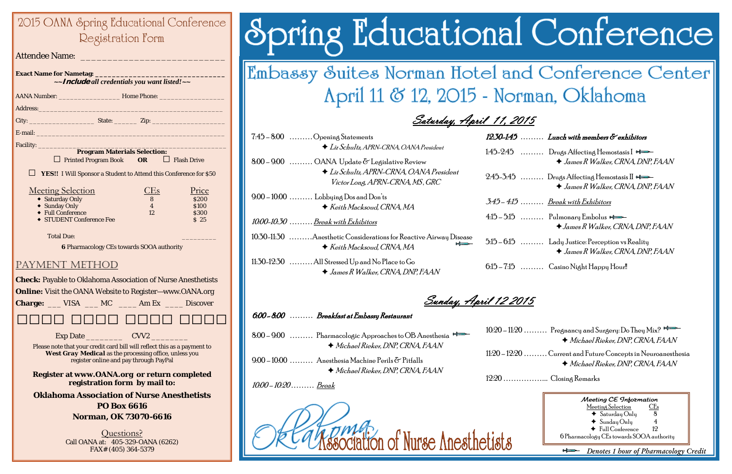# 2015 OANA Spring Educational Conference Registration Form

Attendee Name: ___________________________

**Exact Name for Nametag:** ___________________________

*~~**Include** all credentials you want listed!~~*

AANA Number: _______________ Home Phone: _______________

Address: ___________________________________________

City: _______________ State: ______ Zip: _______________

E-mail: ___________________________________________

Facility: ___________________________________________

**Program Materials Selection:**

☐ Printed Program Book **OR** ☐ Flash Drive

☐ **YES!!** I Will Sponsor a Student to Attend this Conference for $50

| Meeting Selection | CEs | Price |
|---|---|---|
| ◆ Saturday Only | 8 | $200 |
| ◆ Sunday Only | 4 | $100 |
| ◆ Full Conference | 12 | $300 |
| ◆ STUDENT Conference Fee | | $ 25 |

Total Due: _________

**6** Pharmacology CEs towards SOOA authority

## PAYMENT METHOD

**Check:** Payable to Oklahoma Association of Nurse Anesthetists

**Online:** Visit the OANA Website to Register—www.OANA.org

**Charge:** ___ VISA ___ MC ____ Am Ex ____ Discover

☐☐☐☐ ☐☐☐☐ ☐☐☐☐ ☐☐☐☐

Exp Date ________ CVV2 ________

Please note that your credit card bill will reflect this as a payment to **West Gray Medical** as the processing office, unless you register online and pay through PayPal

**Register at www.OANA.org or return completed registration form by mail to:**

**Oklahoma Association of Nurse Anesthetists**
**PO Box 6616**
**Norman, OK 73070-6616**

Questions?

Call OANA at: 405-329-OANA (6262)
FAX# (405) 364-5379

# Spring Educational Conference

## Embassy Suites Norman Hotel and Conference Center
## April 11 & 12, 2015 - Norman, Oklahoma

### Saturday, April 11, 2015

7:45 – 8:00 ......... Opening Statements
✦ *Liz Schultz, APRN-CRNA, OANA President*

8:00 – 9:00 ......... OANA Update & Legislative Review
✦ *Liz Schultz, APRN-CRNA, OANA President*
*Victor Long, APRN-CRNA, MS, GRC*

9:00 – 10:00 ......... Lobbying Dos and Don'ts
✦ *Keith Macksoud, CRNA, MA*

*10:00-10:30* ......... *Break with Exhibitors*

10:30-11:30 ......... Anesthetic Considerations for Reactive Airway Disease (Pharmacology Credit)
✦ *Keith Macksoud, CRNA, MA*

11:30-12:30 ......... All Stressed Up and No Place to Go
✦ *James R Walker, CRNA, DNP, FAAN*

***12:30-1:45*** ......... ***Lunch with members & exhibitors***

1:45-2:45 ......... Drugs Affecting Hemostasis I (Pharmacology Credit)
✦ *James R Walker, CRNA, DNP, FAAN*

2:45-3:45 ......... Drugs Affecting Hemostasis II (Pharmacology Credit)
✦ *James R Walker, CRNA, DNP, FAAN*

*3:45 – 4:15* ......... *Break with Exhibitors*

4:15 – 5:15 ......... Pulmonary Embolus (Pharmacology Credit)
✦ *James R Walker, CRNA, DNP, FAAN*

5:15 – 6:15 ......... Lady Justice: Perception vs Reality
✦ *James R Walker, CRNA, DNP, FAAN*

6:15 – 7:15 ......... Casino Night Happy Hour!!

### Sunday, April 12 2015

***6:00 - 8:00*** ......... ***Breakfast at Embassy Restaurant***

8:00 – 9:00 ......... Pharmacologic Approaches to OB Anesthesia (Pharmacology Credit)
✦ *Michael Rieker, DNP, CRNA, FAAN*

9:00 – 10:00 ......... Anesthesia Machine Perils & Pitfalls
✦ *Michael Rieker, DNP, CRNA, FAAN*

*10:00 – 10:20* ......... *Break*

10:20 – 11:20 ......... Pregnancy and Surgery: Do They Mix? (Pharmacology Credit)
✦ *Michael Rieker, DNP, CRNA, FAAN*

11:20 – 12:20 ......... Current and Future Concepts in Neuroanesthesia
✦ *Michael Rieker, DNP, CRNA, FAAN*

12:20 ................. Closing Remarks

Oklahoma Association of Nurse Anesthetists

***Meeting CE Information***

| Meeting Selection | CEs |
|---|---|
| ✦ Saturday Only | 8 |
| ✦ Sunday Only | 4 |
| ✦ Full Conference | 12 |

6 Pharmacology CEs towards SOOA authority

*Denotes 1 hour of Pharmacology Credit*